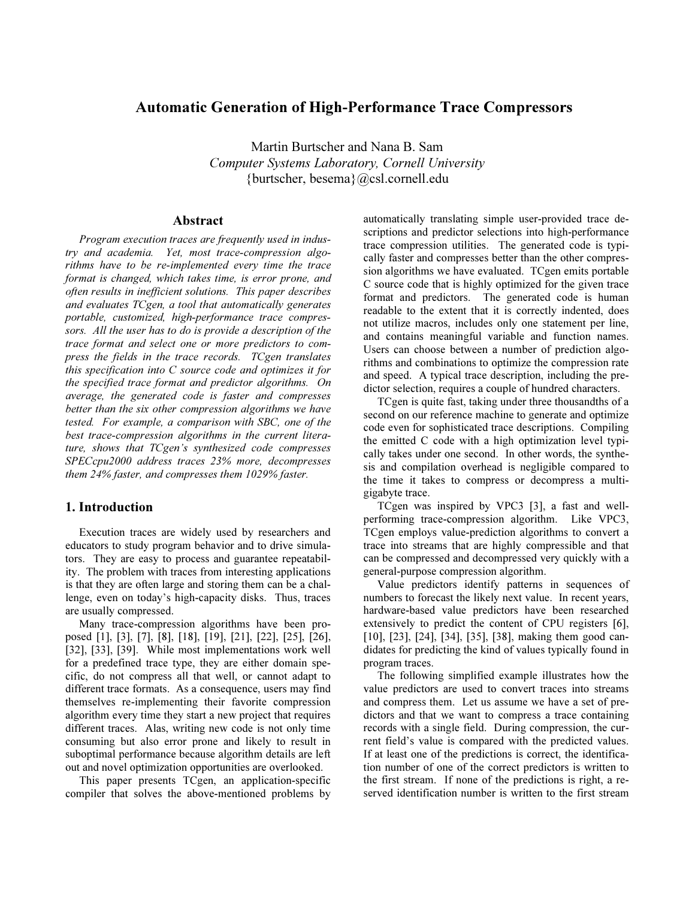# Automatic Generation of High-Performance Trace Compressors

Martin Burtscher and Nana B. Sam

*Computer Systems Laboratory, Cornell University*

{burtscher, besema}@csl.cornell.edu

## Abstract

*Program execution traces are frequently used in industry and academia. Yet, most trace-compression algorithms have to be re-implemented every time the trace format is changed, which takes time, is error prone, and often results in inefficient solutions. This paper describes and evaluates TCgen, a tool that automatically generates portable, customized, high-performance trace compressors. All the user has to do is provide a description of the trace format and select one or more predictors to compress the fields in the trace records. TCgen translates this specification into C source code and optimizes it for the specified trace format and predictor algorithms. On average, the generated code is faster and compresses better than the six other compression algorithms we have tested. For example, a comparison with SBC, one of the best trace-compression algorithms in the current literature, shows that TCgen's synthesized code compresses SPECcpu2000 address traces 23% more, decompresses them 24% faster, and compresses them 1029% faster.*

## 1. Introduction

Execution traces are widely used by researchers and educators to study program behavior and to drive simulators. They are easy to process and guarantee repeatability. The problem with traces from interesting applications is that they are often large and storing them can be a challenge, even on today's high-capacity disks. Thus, traces are usually compressed.

Many trace-compression algorithms have been proposed [1], [3], [7], [8], [18], [19], [21], [22], [25], [26], [32], [33], [39]. While most implementations work well for a predefined trace type, they are either domain specific, do not compress all that well, or cannot adapt to different trace formats. As a consequence, users may find themselves re-implementing their favorite compression algorithm every time they start a new project that requires different traces. Alas, writing new code is not only time consuming but also error prone and likely to result in suboptimal performance because algorithm details are left out and novel optimization opportunities are overlooked.

This paper presents TCgen, an application-specific compiler that solves the above-mentioned problems by automatically translating simple user-provided trace descriptions and predictor selections into high-performance trace compression utilities. The generated code is typically faster and compresses better than the other compression algorithms we have evaluated. TCgen emits portable C source code that is highly optimized for the given trace format and predictors. The generated code is human readable to the extent that it is correctly indented, does not utilize macros, includes only one statement per line, and contains meaningful variable and function names. Users can choose between a number of prediction algorithms and combinations to optimize the compression rate and speed. A typical trace description, including the predictor selection, requires a couple of hundred characters.

TCgen is quite fast, taking under three thousandths of a second on our reference machine to generate and optimize code even for sophisticated trace descriptions. Compiling the emitted C code with a high optimization level typically takes under one second. In other words, the synthesis and compilation overhead is negligible compared to the time it takes to compress or decompress a multi-gigabyte trace.

TCgen was inspired by VPC3 [3], a fast and well-performing trace-compression algorithm. Like VPC3, TCgen employs value-prediction algorithms to convert a trace into streams that are highly compressible and that can be compressed and decompressed very quickly with a general-purpose compression algorithm.

Value predictors identify patterns in sequences of numbers to forecast the likely next value. In recent years, hardware-based value predictors have been researched extensively to predict the content of CPU registers [6], [10], [23], [24], [34], [35], [38], making them good candidates for predicting the kind of values typically found in program traces.

The following simplified example illustrates how the value predictors are used to convert traces into streams and compress them. Let us assume we have a set of predictors and that we want to compress a trace containing records with a single field. During compression, the current field's value is compared with the predicted values. If at least one of the predictions is correct, the identification number of one of the correct predictors is written to the first stream. If none of the predictions is right, a reserved identification number is written to the first stream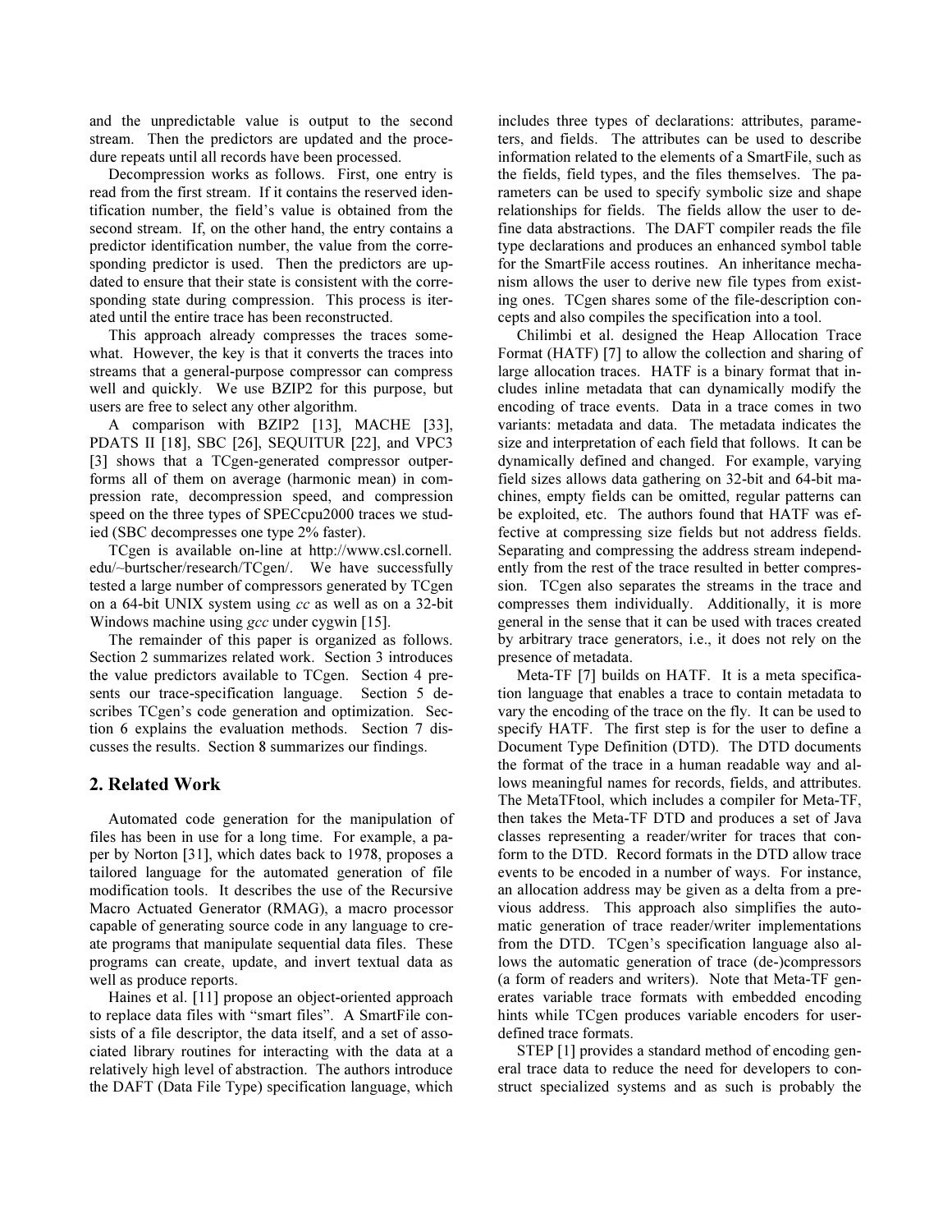and the unpredictable value is output to the second stream. Then the predictors are updated and the procedure repeats until all records have been processed.

Decompression works as follows. First, one entry is read from the first stream. If it contains the reserved identification number, the field's value is obtained from the second stream. If, on the other hand, the entry contains a predictor identification number, the value from the corresponding predictor is used. Then the predictors are updated to ensure that their state is consistent with the corresponding state during compression. This process is iterated until the entire trace has been reconstructed.

This approach already compresses the traces somewhat. However, the key is that it converts the traces into streams that a general-purpose compressor can compress well and quickly. We use BZIP2 for this purpose, but users are free to select any other algorithm.

A comparison with BZIP2 [13], MACHE [33], PDATS II [18], SBC [26], SEQUITUR [22], and VPC3 [3] shows that a TCgen-generated compressor outperforms all of them on average (harmonic mean) in compression rate, decompression speed, and compression speed on the three types of SPECcpu2000 traces we studied (SBC decompresses one type 2% faster).

TCgen is available on-line at http://www.csl.cornell.edu/~burtscher/research/TCgen/. We have successfully tested a large number of compressors generated by TCgen on a 64-bit UNIX system using *cc* as well as on a 32-bit Windows machine using *gcc* under cygwin [15].

The remainder of this paper is organized as follows. Section 2 summarizes related work. Section 3 introduces the value predictors available to TCgen. Section 4 presents our trace-specification language. Section 5 describes TCgen's code generation and optimization. Section 6 explains the evaluation methods. Section 7 discusses the results. Section 8 summarizes our findings.

## 2. Related Work

Automated code generation for the manipulation of files has been in use for a long time. For example, a paper by Norton [31], which dates back to 1978, proposes a tailored language for the automated generation of file modification tools. It describes the use of the Recursive Macro Actuated Generator (RMAG), a macro processor capable of generating source code in any language to create programs that manipulate sequential data files. These programs can create, update, and invert textual data as well as produce reports.

Haines et al. [11] propose an object-oriented approach to replace data files with "smart files". A SmartFile consists of a file descriptor, the data itself, and a set of associated library routines for interacting with the data at a relatively high level of abstraction. The authors introduce the DAFT (Data File Type) specification language, which includes three types of declarations: attributes, parameters, and fields. The attributes can be used to describe information related to the elements of a SmartFile, such as the fields, field types, and the files themselves. The parameters can be used to specify symbolic size and shape relationships for fields. The fields allow the user to define data abstractions. The DAFT compiler reads the file type declarations and produces an enhanced symbol table for the SmartFile access routines. An inheritance mechanism allows the user to derive new file types from existing ones. TCgen shares some of the file-description concepts and also compiles the specification into a tool.

Chilimbi et al. designed the Heap Allocation Trace Format (HATF) [7] to allow the collection and sharing of large allocation traces. HATF is a binary format that includes inline metadata that can dynamically modify the encoding of trace events. Data in a trace comes in two variants: metadata and data. The metadata indicates the size and interpretation of each field that follows. It can be dynamically defined and changed. For example, varying field sizes allows data gathering on 32-bit and 64-bit machines, empty fields can be omitted, regular patterns can be exploited, etc. The authors found that HATF was effective at compressing size fields but not address fields. Separating and compressing the address stream independently from the rest of the trace resulted in better compression. TCgen also separates the streams in the trace and compresses them individually. Additionally, it is more general in the sense that it can be used with traces created by arbitrary trace generators, i.e., it does not rely on the presence of metadata.

Meta-TF [7] builds on HATF. It is a meta specification language that enables a trace to contain metadata to vary the encoding of the trace on the fly. It can be used to specify HATF. The first step is for the user to define a Document Type Definition (DTD). The DTD documents the format of the trace in a human readable way and allows meaningful names for records, fields, and attributes. The MetaTFtool, which includes a compiler for Meta-TF, then takes the Meta-TF DTD and produces a set of Java classes representing a reader/writer for traces that conform to the DTD. Record formats in the DTD allow trace events to be encoded in a number of ways. For instance, an allocation address may be given as a delta from a previous address. This approach also simplifies the automatic generation of trace reader/writer implementations from the DTD. TCgen's specification language also allows the automatic generation of trace (de-)compressors (a form of readers and writers). Note that Meta-TF generates variable trace formats with embedded encoding hints while TCgen produces variable encoders for user-defined trace formats.

STEP [1] provides a standard method of encoding general trace data to reduce the need for developers to construct specialized systems and as such is probably the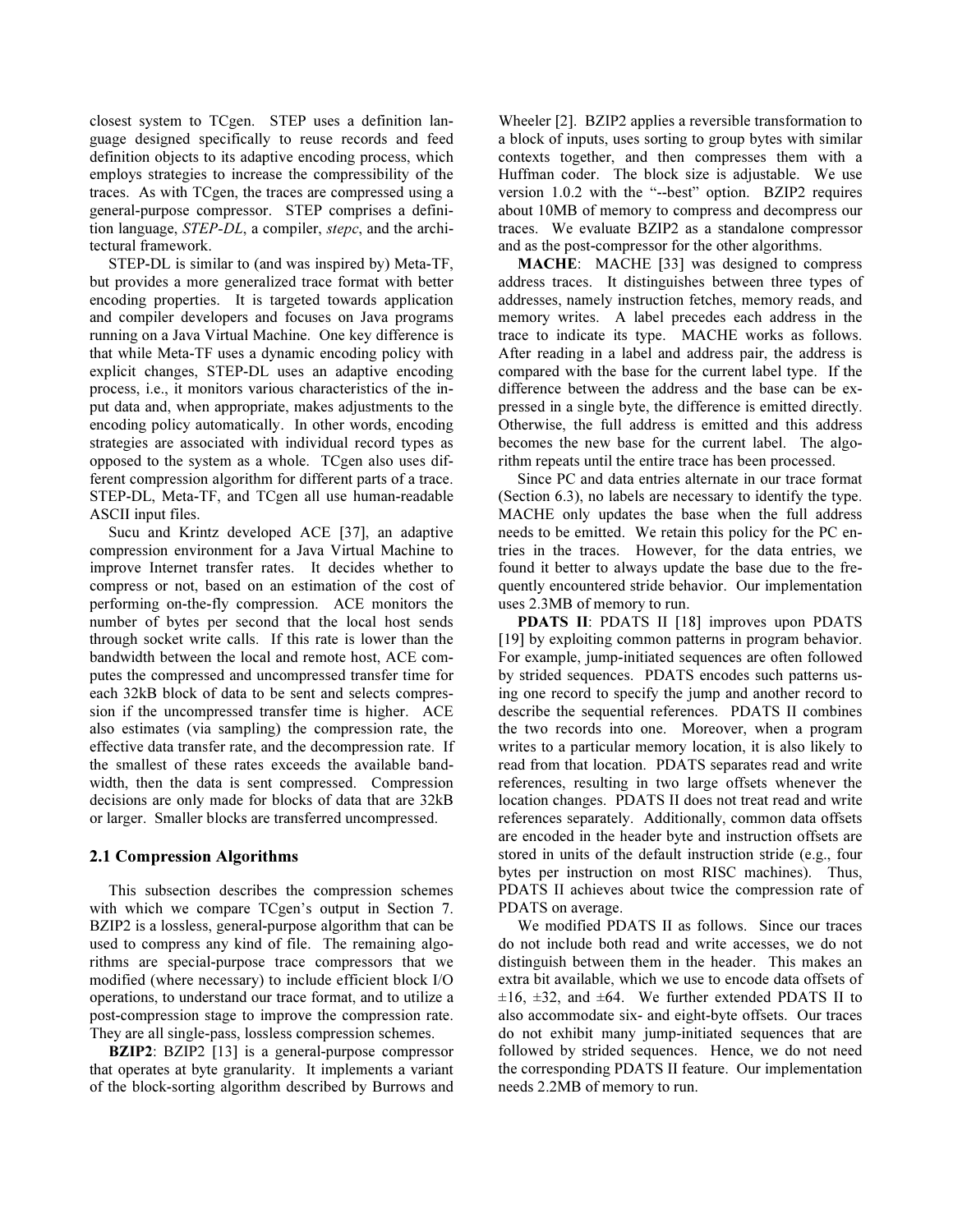closest system to TCgen. STEP uses a definition language designed specifically to reuse records and feed definition objects to its adaptive encoding process, which employs strategies to increase the compressibility of the traces. As with TCgen, the traces are compressed using a general-purpose compressor. STEP comprises a definition language, *STEP-DL*, a compiler, *stepc*, and the architectural framework.

STEP-DL is similar to (and was inspired by) Meta-TF, but provides a more generalized trace format with better encoding properties. It is targeted towards application and compiler developers and focuses on Java programs running on a Java Virtual Machine. One key difference is that while Meta-TF uses a dynamic encoding policy with explicit changes, STEP-DL uses an adaptive encoding process, i.e., it monitors various characteristics of the input data and, when appropriate, makes adjustments to the encoding policy automatically. In other words, encoding strategies are associated with individual record types as opposed to the system as a whole. TCgen also uses different compression algorithm for different parts of a trace. STEP-DL, Meta-TF, and TCgen all use human-readable ASCII input files.

Sucu and Krintz developed ACE [37], an adaptive compression environment for a Java Virtual Machine to improve Internet transfer rates. It decides whether to compress or not, based on an estimation of the cost of performing on-the-fly compression. ACE monitors the number of bytes per second that the local host sends through socket write calls. If this rate is lower than the bandwidth between the local and remote host, ACE computes the compressed and uncompressed transfer time for each 32kB block of data to be sent and selects compression if the uncompressed transfer time is higher. ACE also estimates (via sampling) the compression rate, the effective data transfer rate, and the decompression rate. If the smallest of these rates exceeds the available bandwidth, then the data is sent compressed. Compression decisions are only made for blocks of data that are 32kB or larger. Smaller blocks are transferred uncompressed.

## 2.1 Compression Algorithms

This subsection describes the compression schemes with which we compare TCgen's output in Section 7. BZIP2 is a lossless, general-purpose algorithm that can be used to compress any kind of file. The remaining algorithms are special-purpose trace compressors that we modified (where necessary) to include efficient block I/O operations, to understand our trace format, and to utilize a post-compression stage to improve the compression rate. They are all single-pass, lossless compression schemes.

**BZIP2**: BZIP2 [13] is a general-purpose compressor that operates at byte granularity. It implements a variant of the block-sorting algorithm described by Burrows and Wheeler [2]. BZIP2 applies a reversible transformation to a block of inputs, uses sorting to group bytes with similar contexts together, and then compresses them with a Huffman coder. The block size is adjustable. We use version 1.0.2 with the "--best" option. BZIP2 requires about 10MB of memory to compress and decompress our traces. We evaluate BZIP2 as a standalone compressor and as the post-compressor for the other algorithms.

**MACHE**: MACHE [33] was designed to compress address traces. It distinguishes between three types of addresses, namely instruction fetches, memory reads, and memory writes. A label precedes each address in the trace to indicate its type. MACHE works as follows. After reading in a label and address pair, the address is compared with the base for the current label type. If the difference between the address and the base can be expressed in a single byte, the difference is emitted directly. Otherwise, the full address is emitted and this address becomes the new base for the current label. The algorithm repeats until the entire trace has been processed.

Since PC and data entries alternate in our trace format (Section 6.3), no labels are necessary to identify the type. MACHE only updates the base when the full address needs to be emitted. We retain this policy for the PC entries in the traces. However, for the data entries, we found it better to always update the base due to the frequently encountered stride behavior. Our implementation uses 2.3MB of memory to run.

**PDATS II**: PDATS II [18] improves upon PDATS [19] by exploiting common patterns in program behavior. For example, jump-initiated sequences are often followed by strided sequences. PDATS encodes such patterns using one record to specify the jump and another record to describe the sequential references. PDATS II combines the two records into one. Moreover, when a program writes to a particular memory location, it is also likely to read from that location. PDATS separates read and write references, resulting in two large offsets whenever the location changes. PDATS II does not treat read and write references separately. Additionally, common data offsets are encoded in the header byte and instruction offsets are stored in units of the default instruction stride (e.g., four bytes per instruction on most RISC machines). Thus, PDATS II achieves about twice the compression rate of PDATS on average.

We modified PDATS II as follows. Since our traces do not include both read and write accesses, we do not distinguish between them in the header. This makes an extra bit available, which we use to encode data offsets of $\pm 16$, $\pm 32$, and $\pm 64$. We further extended PDATS II to also accommodate six- and eight-byte offsets. Our traces do not exhibit many jump-initiated sequences that are followed by strided sequences. Hence, we do not need the corresponding PDATS II feature. Our implementation needs 2.2MB of memory to run.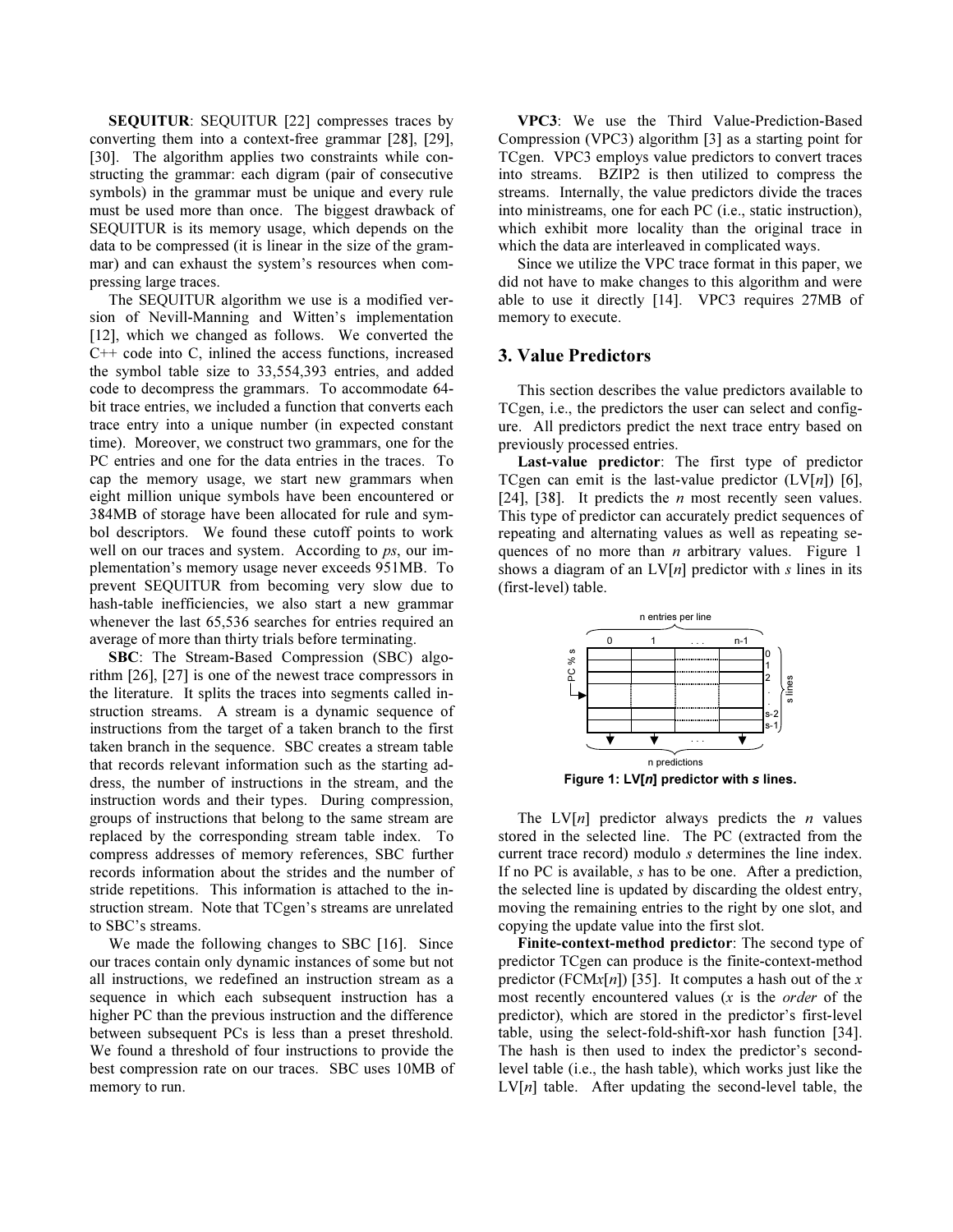**SEQUITUR**: SEQUITUR [22] compresses traces by converting them into a context-free grammar [28], [29], [30]. The algorithm applies two constraints while constructing the grammar: each digram (pair of consecutive symbols) in the grammar must be unique and every rule must be used more than once. The biggest drawback of SEQUITUR is its memory usage, which depends on the data to be compressed (it is linear in the size of the grammar) and can exhaust the system's resources when compressing large traces.

The SEQUITUR algorithm we use is a modified version of Nevill-Manning and Witten's implementation [12], which we changed as follows. We converted the C++ code into C, inlined the access functions, increased the symbol table size to 33,554,393 entries, and added code to decompress the grammars. To accommodate 64-bit trace entries, we included a function that converts each trace entry into a unique number (in expected constant time). Moreover, we construct two grammars, one for the PC entries and one for the data entries in the traces. To cap the memory usage, we start new grammars when eight million unique symbols have been encountered or 384MB of storage have been allocated for rule and symbol descriptors. We found these cutoff points to work well on our traces and system. According to *ps*, our implementation's memory usage never exceeds 951MB. To prevent SEQUITUR from becoming very slow due to hash-table inefficiencies, we also start a new grammar whenever the last 65,536 searches for entries required an average of more than thirty trials before terminating.

**SBC**: The Stream-Based Compression (SBC) algorithm [26], [27] is one of the newest trace compressors in the literature. It splits the traces into segments called instruction streams. A stream is a dynamic sequence of instructions from the target of a taken branch to the first taken branch in the sequence. SBC creates a stream table that records relevant information such as the starting address, the number of instructions in the stream, and the instruction words and their types. During compression, groups of instructions that belong to the same stream are replaced by the corresponding stream table index. To compress addresses of memory references, SBC further records information about the strides and the number of stride repetitions. This information is attached to the instruction stream. Note that TCgen's streams are unrelated to SBC's streams.

We made the following changes to SBC [16]. Since our traces contain only dynamic instances of some but not all instructions, we redefined an instruction stream as a sequence in which each subsequent instruction has a higher PC than the previous instruction and the difference between subsequent PCs is less than a preset threshold. We found a threshold of four instructions to provide the best compression rate on our traces. SBC uses 10MB of memory to run.

**VPC3**: We use the Third Value-Prediction-Based Compression (VPC3) algorithm [3] as a starting point for TCgen. VPC3 employs value predictors to convert traces into streams. BZIP2 is then utilized to compress the streams. Internally, the value predictors divide the traces into ministreams, one for each PC (i.e., static instruction), which exhibit more locality than the original trace in which the data are interleaved in complicated ways.

Since we utilize the VPC trace format in this paper, we did not have to make changes to this algorithm and were able to use it directly [14]. VPC3 requires 27MB of memory to execute.

## 3. Value Predictors

This section describes the value predictors available to TCgen, i.e., the predictors the user can select and configure. All predictors predict the next trace entry based on previously processed entries.

**Last-value predictor**: The first type of predictor TCgen can emit is the last-value predictor (LV[*n*]) [6], [24], [38]. It predicts the *n* most recently seen values. This type of predictor can accurately predict sequences of repeating and alternating values as well as repeating sequences of no more than *n* arbitrary values. Figure 1 shows a diagram of an LV[*n*] predictor with *s* lines in its (first-level) table.

**Figure 1: LV[*n*] predictor with *s* lines.**

The LV[*n*] predictor always predicts the *n* values stored in the selected line. The PC (extracted from the current trace record) modulo *s* determines the line index. If no PC is available, *s* has to be one. After a prediction, the selected line is updated by discarding the oldest entry, moving the remaining entries to the right by one slot, and copying the update value into the first slot.

**Finite-context-method predictor**: The second type of predictor TCgen can produce is the finite-context-method predictor (FCM*x*[*n*]) [35]. It computes a hash out of the *x* most recently encountered values (*x* is the *order* of the predictor), which are stored in the predictor's first-level table, using the select-fold-shift-xor hash function [34]. The hash is then used to index the predictor's second-level table (i.e., the hash table), which works just like the LV[*n*] table. After updating the second-level table, the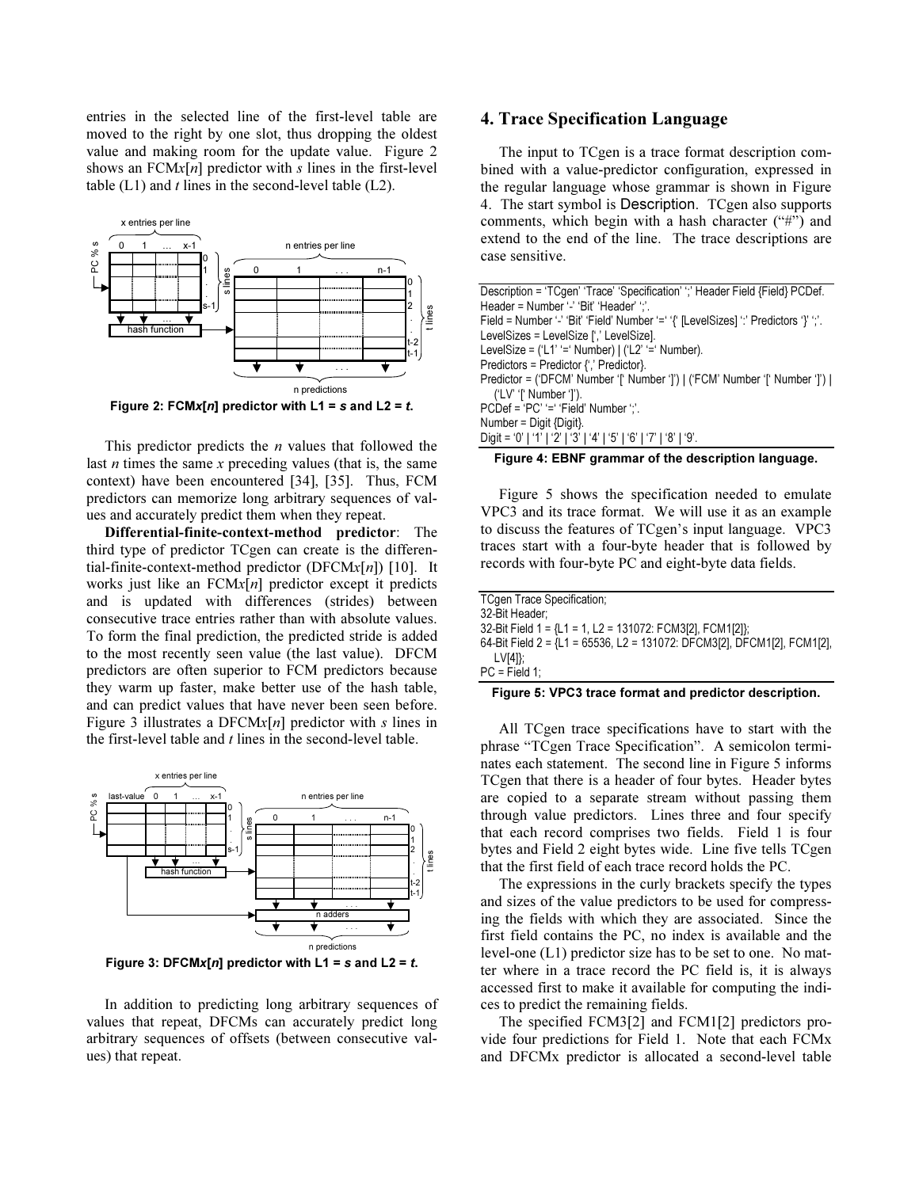entries in the selected line of the first-level table are moved to the right by one slot, thus dropping the oldest value and making room for the update value. Figure 2 shows an FCM*x*[*n*] predictor with *s* lines in the first-level table (L1) and *t* lines in the second-level table (L2).

**Figure 2: FCM*x*[*n*] predictor with L1 = *s* and L2 = *t*.**

This predictor predicts the *n* values that followed the last *n* times the same *x* preceding values (that is, the same context) have been encountered [34], [35]. Thus, FCM predictors can memorize long arbitrary sequences of values and accurately predict them when they repeat.

**Differential-finite-context-method predictor**: The third type of predictor TCgen can create is the differential-finite-context-method predictor (DFCM*x*[*n*]) [10]. It works just like an FCM*x*[*n*] predictor except it predicts and is updated with differences (strides) between consecutive trace entries rather than with absolute values. To form the final prediction, the predicted stride is added to the most recently seen value (the last value). DFCM predictors are often superior to FCM predictors because they warm up faster, make better use of the hash table, and can predict values that have never been seen before. Figure 3 illustrates a DFCM*x*[*n*] predictor with *s* lines in the first-level table and *t* lines in the second-level table.

**Figure 3: DFCM*x*[*n*] predictor with L1 = *s* and L2 = *t*.**

In addition to predicting long arbitrary sequences of values that repeat, DFCMs can accurately predict long arbitrary sequences of offsets (between consecutive values) that repeat.

# 4. Trace Specification Language

The input to TCgen is a trace format description combined with a value-predictor configuration, expressed in the regular language whose grammar is shown in Figure 4. The start symbol is Description. TCgen also supports comments, which begin with a hash character ("#") and extend to the end of the line. The trace descriptions are case sensitive.

```
Description = 'TCgen' 'Trace' 'Specification' ';' Header Field {Field} PCDef.
Header = Number '-' 'Bit' 'Header' ';'.
Field = Number '-' 'Bit' 'Field' Number '=' '{' [LevelSizes] ':' Predictors '}' ';'.
LevelSizes = LevelSize [',' LevelSize].
LevelSize = ('L1' '=' Number) | ('L2' '=' Number).
Predictors = Predictor {',' Predictor}.
Predictor = ('DFCM' Number '[' Number ']') | ('FCM' Number '[' Number ']') |
   ('LV' '[' Number ']').
PCDef = 'PC' '=' 'Field' Number ';'.
Number = Digit {Digit}.
Digit = '0' | '1' | '2' | '3' | '4' | '5' | '6' | '7' | '8' | '9'.
```

**Figure 4: EBNF grammar of the description language.**

Figure 5 shows the specification needed to emulate VPC3 and its trace format. We will use it as an example to discuss the features of TCgen's input language. VPC3 traces start with a four-byte header that is followed by records with four-byte PC and eight-byte data fields.

```
TCgen Trace Specification;
32-Bit Header;
32-Bit Field 1 = {L1 = 1, L2 = 131072: FCM3[2], FCM1[2]};
64-Bit Field 2 = {L1 = 65536, L2 = 131072: DFCM3[2], DFCM1[2], FCM1[2],
   LV[4]};
PC = Field 1;
```

**Figure 5: VPC3 trace format and predictor description.**

All TCgen trace specifications have to start with the phrase "TCgen Trace Specification". A semicolon terminates each statement. The second line in Figure 5 informs TCgen that there is a header of four bytes. Header bytes are copied to a separate stream without passing them through value predictors. Lines three and four specify that each record comprises two fields. Field 1 is four bytes and Field 2 eight bytes wide. Line five tells TCgen that the first field of each trace record holds the PC.

The expressions in the curly brackets specify the types and sizes of the value predictors to be used for compressing the fields with which they are associated. Since the first field contains the PC, no index is available and the level-one (L1) predictor size has to be set to one. No matter where in a trace record the PC field is, it is always accessed first to make it available for computing the indices to predict the remaining fields.

The specified FCM3[2] and FCM1[2] predictors provide four predictions for Field 1. Note that each FCMx and DFCMx predictor is allocated a second-level table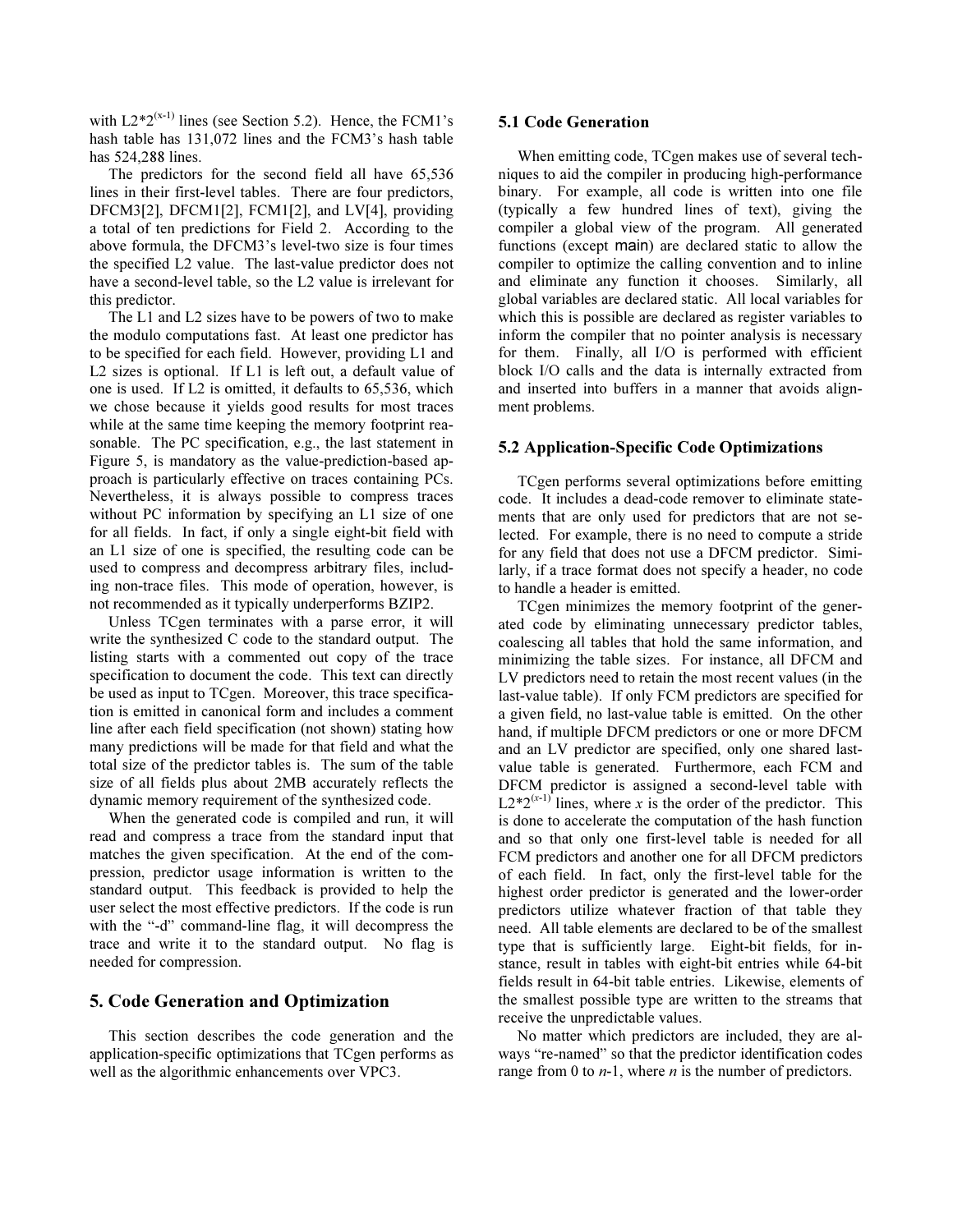with $L2*2^{(x-1)}$ lines (see Section 5.2). Hence, the FCM1's hash table has 131,072 lines and the FCM3's hash table has 524,288 lines.

The predictors for the second field all have 65,536 lines in their first-level tables. There are four predictors, DFCM3[2], DFCM1[2], FCM1[2], and LV[4], providing a total of ten predictions for Field 2. According to the above formula, the DFCM3's level-two size is four times the specified L2 value. The last-value predictor does not have a second-level table, so the L2 value is irrelevant for this predictor.

The L1 and L2 sizes have to be powers of two to make the modulo computations fast. At least one predictor has to be specified for each field. However, providing L1 and L2 sizes is optional. If L1 is left out, a default value of one is used. If L2 is omitted, it defaults to 65,536, which we chose because it yields good results for most traces while at the same time keeping the memory footprint reasonable. The PC specification, e.g., the last statement in Figure 5, is mandatory as the value-prediction-based approach is particularly effective on traces containing PCs. Nevertheless, it is always possible to compress traces without PC information by specifying an L1 size of one for all fields. In fact, if only a single eight-bit field with an L1 size of one is specified, the resulting code can be used to compress and decompress arbitrary files, including non-trace files. This mode of operation, however, is not recommended as it typically underperforms BZIP2.

Unless TCgen terminates with a parse error, it will write the synthesized C code to the standard output. The listing starts with a commented out copy of the trace specification to document the code. This text can directly be used as input to TCgen. Moreover, this trace specification is emitted in canonical form and includes a comment line after each field specification (not shown) stating how many predictions will be made for that field and what the total size of the predictor tables is. The sum of the table size of all fields plus about 2MB accurately reflects the dynamic memory requirement of the synthesized code.

When the generated code is compiled and run, it will read and compress a trace from the standard input that matches the given specification. At the end of the compression, predictor usage information is written to the standard output. This feedback is provided to help the user select the most effective predictors. If the code is run with the "-d" command-line flag, it will decompress the trace and write it to the standard output. No flag is needed for compression.

## 5. Code Generation and Optimization

This section describes the code generation and the application-specific optimizations that TCgen performs as well as the algorithmic enhancements over VPC3.

### 5.1 Code Generation

When emitting code, TCgen makes use of several techniques to aid the compiler in producing high-performance binary. For example, all code is written into one file (typically a few hundred lines of text), giving the compiler a global view of the program. All generated functions (except main) are declared static to allow the compiler to optimize the calling convention and to inline and eliminate any function it chooses. Similarly, all global variables are declared static. All local variables for which this is possible are declared as register variables to inform the compiler that no pointer analysis is necessary for them. Finally, all I/O is performed with efficient block I/O calls and the data is internally extracted from and inserted into buffers in a manner that avoids alignment problems.

### 5.2 Application-Specific Code Optimizations

TCgen performs several optimizations before emitting code. It includes a dead-code remover to eliminate statements that are only used for predictors that are not selected. For example, there is no need to compute a stride for any field that does not use a DFCM predictor. Similarly, if a trace format does not specify a header, no code to handle a header is emitted.

TCgen minimizes the memory footprint of the generated code by eliminating unnecessary predictor tables, coalescing all tables that hold the same information, and minimizing the table sizes. For instance, all DFCM and LV predictors need to retain the most recent values (in the last-value table). If only FCM predictors are specified for a given field, no last-value table is emitted. On the other hand, if multiple DFCM predictors or one or more DFCM and an LV predictor are specified, only one shared last-value table is generated. Furthermore, each FCM and DFCM predictor is assigned a second-level table with $L2*2^{(x-1)}$ lines, where $x$ is the order of the predictor. This is done to accelerate the computation of the hash function and so that only one first-level table is needed for all FCM predictors and another one for all DFCM predictors of each field. In fact, only the first-level table for the highest order predictor is generated and the lower-order predictors utilize whatever fraction of that table they need. All table elements are declared to be of the smallest type that is sufficiently large. Eight-bit fields, for instance, result in tables with eight-bit entries while 64-bit fields result in 64-bit table entries. Likewise, elements of the smallest possible type are written to the streams that receive the unpredictable values.

No matter which predictors are included, they are always "re-named" so that the predictor identification codes range from 0 to $n$-1, where $n$ is the number of predictors.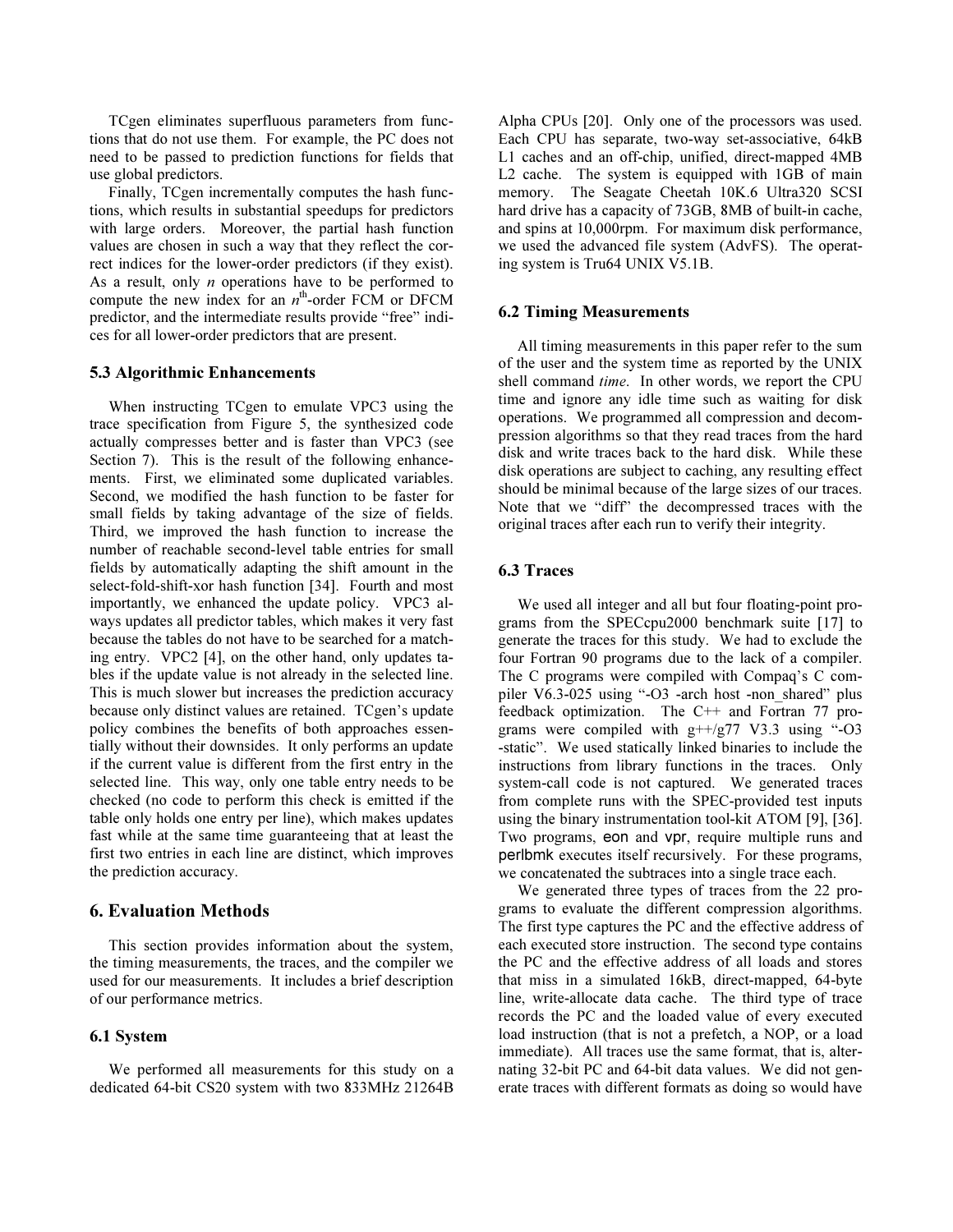TCgen eliminates superfluous parameters from functions that do not use them. For example, the PC does not need to be passed to prediction functions for fields that use global predictors.

Finally, TCgen incrementally computes the hash functions, which results in substantial speedups for predictors with large orders. Moreover, the partial hash function values are chosen in such a way that they reflect the correct indices for the lower-order predictors (if they exist). As a result, only $n$ operations have to be performed to compute the new index for an $n^{th}$-order FCM or DFCM predictor, and the intermediate results provide "free" indices for all lower-order predictors that are present.

### 5.3 Algorithmic Enhancements

When instructing TCgen to emulate VPC3 using the trace specification from Figure 5, the synthesized code actually compresses better and is faster than VPC3 (see Section 7). This is the result of the following enhancements. First, we eliminated some duplicated variables. Second, we modified the hash function to be faster for small fields by taking advantage of the size of fields. Third, we improved the hash function to increase the number of reachable second-level table entries for small fields by automatically adapting the shift amount in the select-fold-shift-xor hash function [34]. Fourth and most importantly, we enhanced the update policy. VPC3 always updates all predictor tables, which makes it very fast because the tables do not have to be searched for a matching entry. VPC2 [4], on the other hand, only updates tables if the update value is not already in the selected line. This is much slower but increases the prediction accuracy because only distinct values are retained. TCgen's update policy combines the benefits of both approaches essentially without their downsides. It only performs an update if the current value is different from the first entry in the selected line. This way, only one table entry needs to be checked (no code to perform this check is emitted if the table only holds one entry per line), which makes updates fast while at the same time guaranteeing that at least the first two entries in each line are distinct, which improves the prediction accuracy.

## 6. Evaluation Methods

This section provides information about the system, the timing measurements, the traces, and the compiler we used for our measurements. It includes a brief description of our performance metrics.

### 6.1 System

We performed all measurements for this study on a dedicated 64-bit CS20 system with two 833MHz 21264B Alpha CPUs [20]. Only one of the processors was used. Each CPU has separate, two-way set-associative, 64kB L1 caches and an off-chip, unified, direct-mapped 4MB L2 cache. The system is equipped with 1GB of main memory. The Seagate Cheetah 10K.6 Ultra320 SCSI hard drive has a capacity of 73GB, 8MB of built-in cache, and spins at 10,000rpm. For maximum disk performance, we used the advanced file system (AdvFS). The operating system is Tru64 UNIX V5.1B.

### 6.2 Timing Measurements

All timing measurements in this paper refer to the sum of the user and the system time as reported by the UNIX shell command *time*. In other words, we report the CPU time and ignore any idle time such as waiting for disk operations. We programmed all compression and decompression algorithms so that they read traces from the hard disk and write traces back to the hard disk. While these disk operations are subject to caching, any resulting effect should be minimal because of the large sizes of our traces. Note that we "diff" the decompressed traces with the original traces after each run to verify their integrity.

### 6.3 Traces

We used all integer and all but four floating-point programs from the SPECcpu2000 benchmark suite [17] to generate the traces for this study. We had to exclude the four Fortran 90 programs due to the lack of a compiler. The C programs were compiled with Compaq's C compiler V6.3-025 using "-O3 -arch host -non_shared" plus feedback optimization. The C++ and Fortran 77 programs were compiled with g++/g77 V3.3 using "-O3 -static". We used statically linked binaries to include the instructions from library functions in the traces. Only system-call code is not captured. We generated traces from complete runs with the SPEC-provided test inputs using the binary instrumentation tool-kit ATOM [9], [36]. Two programs, eon and vpr, require multiple runs and perlbmk executes itself recursively. For these programs, we concatenated the subtraces into a single trace each.

We generated three types of traces from the 22 programs to evaluate the different compression algorithms. The first type captures the PC and the effective address of each executed store instruction. The second type contains the PC and the effective address of all loads and stores that miss in a simulated 16kB, direct-mapped, 64-byte line, write-allocate data cache. The third type of trace records the PC and the loaded value of every executed load instruction (that is not a prefetch, a NOP, or a load immediate). All traces use the same format, that is, alternating 32-bit PC and 64-bit data values. We did not generate traces with different formats as doing so would have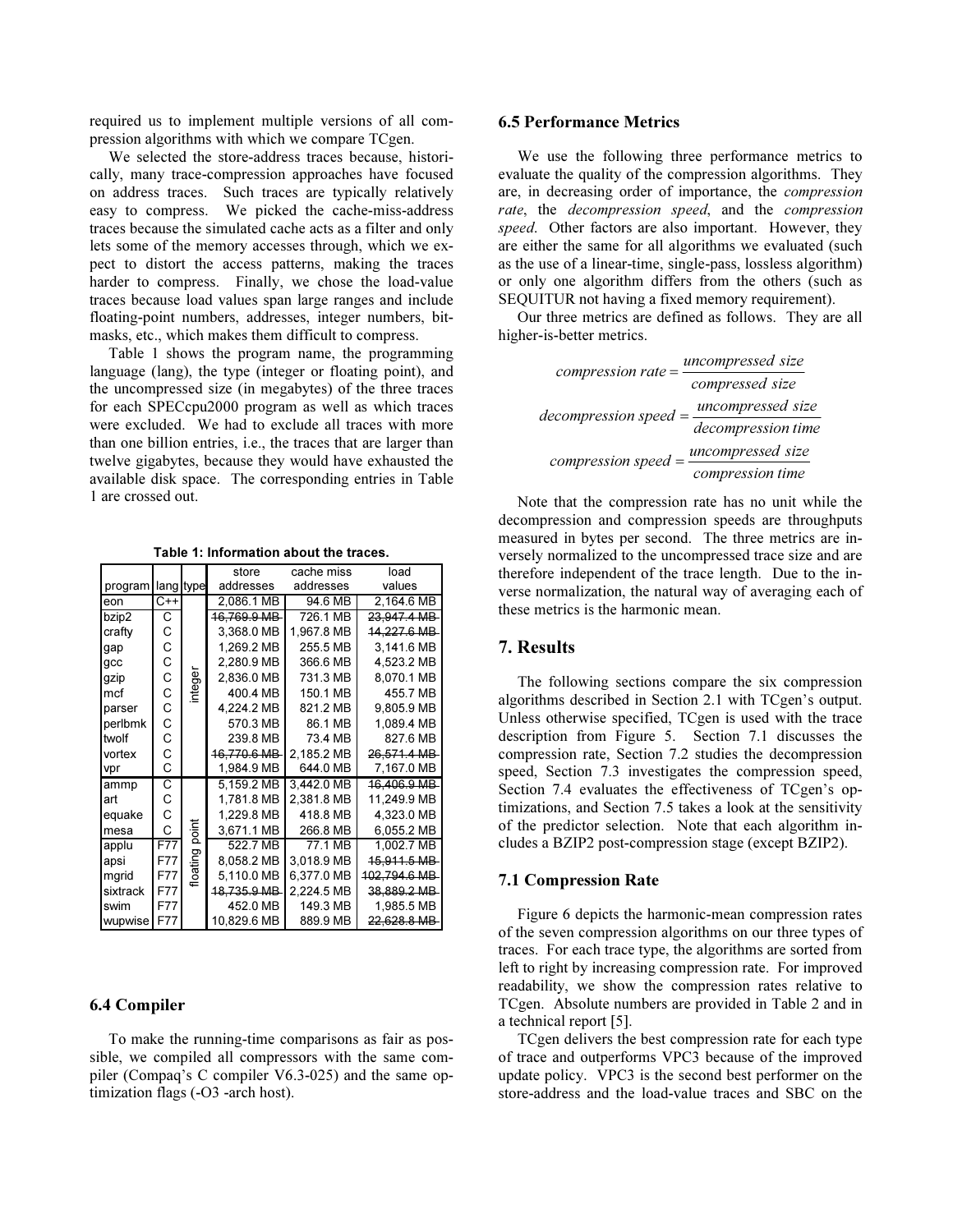required us to implement multiple versions of all compression algorithms with which we compare TCgen.

We selected the store-address traces because, historically, many trace-compression approaches have focused on address traces. Such traces are typically relatively easy to compress. We picked the cache-miss-address traces because the simulated cache acts as a filter and only lets some of the memory accesses through, which we expect to distort the access patterns, making the traces harder to compress. Finally, we chose the load-value traces because load values span large ranges and include floating-point numbers, addresses, integer numbers, bitmasks, etc., which makes them difficult to compress.

Table 1 shows the program name, the programming language (lang), the type (integer or floating point), and the uncompressed size (in megabytes) of the three traces for each SPECcpu2000 program as well as which traces were excluded. We had to exclude all traces with more than one billion entries, i.e., the traces that are larger than twelve gigabytes, because they would have exhausted the available disk space. The corresponding entries in Table 1 are crossed out.

**Table 1: Information about the traces.**

| program | lang | type | store addresses | cache miss addresses | load values |
|---|---|---|---|---|---|
| eon | C++ | integer | 2,086.1 MB | 94.6 MB | 2,164.6 MB |
| bzip2 | C | integer | ~~16,769.9 MB~~ | 726.1 MB | ~~23,947.4 MB~~ |
| crafty | C | integer | 3,368.0 MB | 1,967.8 MB | ~~14,227.6 MB~~ |
| gap | C | integer | 1,269.2 MB | 255.5 MB | 3,141.6 MB |
| gcc | C | integer | 2,280.9 MB | 366.6 MB | 4,523.2 MB |
| gzip | C | integer | 2,836.0 MB | 731.3 MB | 8,070.1 MB |
| mcf | C | integer | 400.4 MB | 150.1 MB | 455.7 MB |
| parser | C | integer | 4,224.2 MB | 821.2 MB | 9,805.9 MB |
| perlbmk | C | integer | 570.3 MB | 86.1 MB | 1,089.4 MB |
| twolf | C | integer | 239.8 MB | 73.4 MB | 827.6 MB |
| vortex | C | integer | ~~16,770.6 MB~~ | 2,185.2 MB | ~~26,571.4 MB~~ |
| vpr | C | integer | 1,984.9 MB | 644.0 MB | 7,167.0 MB |
| ammp | C | floating point | 5,159.2 MB | 3,442.0 MB | ~~16,406.9 MB~~ |
| art | C | floating point | 1,781.8 MB | 2,381.8 MB | 11,249.9 MB |
| equake | C | floating point | 1,229.8 MB | 418.8 MB | 4,323.0 MB |
| mesa | C | floating point | 3,671.1 MB | 266.8 MB | 6,055.2 MB |
| applu | F77 | floating point | 522.7 MB | 77.1 MB | 1,002.7 MB |
| apsi | F77 | floating point | 8,058.2 MB | 3,018.9 MB | ~~15,911.5 MB~~ |
| mgrid | F77 | floating point | 5,110.0 MB | 6,377.0 MB | ~~102,794.6 MB~~ |
| sixtrack | F77 | floating point | ~~18,735.9 MB~~ | 2,224.5 MB | ~~38,889.2 MB~~ |
| swim | F77 | floating point | 452.0 MB | 149.3 MB | 1,985.5 MB |
| wupwise | F77 | floating point | 10,829.6 MB | 889.9 MB | ~~22,628.8 MB~~ |

### 6.4 Compiler

To make the running-time comparisons as fair as possible, we compiled all compressors with the same compiler (Compaq's C compiler V6.3-025) and the same optimization flags (-O3 -arch host).

### 6.5 Performance Metrics

We use the following three performance metrics to evaluate the quality of the compression algorithms. They are, in decreasing order of importance, the *compression rate*, the *decompression speed*, and the *compression speed*. Other factors are also important. However, they are either the same for all algorithms we evaluated (such as the use of a linear-time, single-pass, lossless algorithm) or only one algorithm differs from the others (such as SEQUITUR not having a fixed memory requirement).

Our three metrics are defined as follows. They are all higher-is-better metrics.

$$\textit{compression rate} = \frac{\textit{uncompressed size}}{\textit{compressed size}}$$

$$\textit{decompression speed} = \frac{\textit{uncompressed size}}{\textit{decompression time}}$$

$$\textit{compression speed} = \frac{\textit{uncompressed size}}{\textit{compression time}}$$

Note that the compression rate has no unit while the decompression and compression speeds are throughputs measured in bytes per second. The three metrics are inversely normalized to the uncompressed trace size and are therefore independent of the trace length. Due to the inverse normalization, the natural way of averaging each of these metrics is the harmonic mean.

## 7. Results

The following sections compare the six compression algorithms described in Section 2.1 with TCgen's output. Unless otherwise specified, TCgen is used with the trace description from Figure 5. Section 7.1 discusses the compression rate, Section 7.2 studies the decompression speed, Section 7.3 investigates the compression speed, Section 7.4 evaluates the effectiveness of TCgen's optimizations, and Section 7.5 takes a look at the sensitivity of the predictor selection. Note that each algorithm includes a BZIP2 post-compression stage (except BZIP2).

### 7.1 Compression Rate

Figure 6 depicts the harmonic-mean compression rates of the seven compression algorithms on our three types of traces. For each trace type, the algorithms are sorted from left to right by increasing compression rate. For improved readability, we show the compression rates relative to TCgen. Absolute numbers are provided in Table 2 and in a technical report [5].

TCgen delivers the best compression rate for each type of trace and outperforms VPC3 because of the improved update policy. VPC3 is the second best performer on the store-address and the load-value traces and SBC on the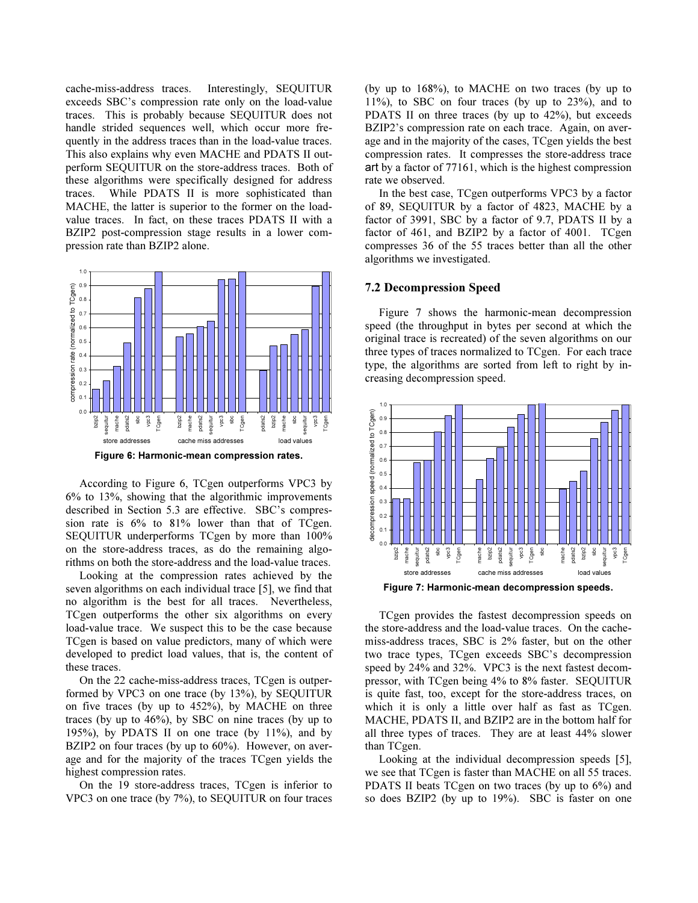cache-miss-address traces. Interestingly, SEQUITUR exceeds SBC's compression rate only on the load-value traces. This is probably because SEQUITUR does not handle strided sequences well, which occur more frequently in the address traces than in the load-value traces. This also explains why even MACHE and PDATS II outperform SEQUITUR on the store-address traces. Both of these algorithms were specifically designed for address traces. While PDATS II is more sophisticated than MACHE, the latter is superior to the former on the load-value traces. In fact, on these traces PDATS II with a BZIP2 post-compression stage results in a lower compression rate than BZIP2 alone.

**Figure 6: Harmonic-mean compression rates.**

According to Figure 6, TCgen outperforms VPC3 by 6% to 13%, showing that the algorithmic improvements described in Section 5.3 are effective. SBC's compression rate is 6% to 81% lower than that of TCgen. SEQUITUR underperforms TCgen by more than 100% on the store-address traces, as do the remaining algorithms on both the store-address and the load-value traces.

Looking at the compression rates achieved by the seven algorithms on each individual trace [5], we find that no algorithm is the best for all traces. Nevertheless, TCgen outperforms the other six algorithms on every load-value trace. We suspect this to be the case because TCgen is based on value predictors, many of which were developed to predict load values, that is, the content of these traces.

On the 22 cache-miss-address traces, TCgen is outperformed by VPC3 on one trace (by 13%), by SEQUITUR on five traces (by up to 452%), by MACHE on three traces (by up to 46%), by SBC on nine traces (by up to 195%), by PDATS II on one trace (by 11%), and by BZIP2 on four traces (by up to 60%). However, on average and for the majority of the traces TCgen yields the highest compression rates.

On the 19 store-address traces, TCgen is inferior to VPC3 on one trace (by 7%), to SEQUITUR on four traces (by up to 168%), to MACHE on two traces (by up to 11%), to SBC on four traces (by up to 23%), and to PDATS II on three traces (by up to 42%), but exceeds BZIP2's compression rate on each trace. Again, on average and in the majority of the cases, TCgen yields the best compression rates. It compresses the store-address trace art by a factor of 77161, which is the highest compression rate we observed.

In the best case, TCgen outperforms VPC3 by a factor of 89, SEQUITUR by a factor of 4823, MACHE by a factor of 3991, SBC by a factor of 9.7, PDATS II by a factor of 461, and BZIP2 by a factor of 4001. TCgen compresses 36 of the 55 traces better than all the other algorithms we investigated.

## 7.2 Decompression Speed

Figure 7 shows the harmonic-mean decompression speed (the throughput in bytes per second at which the original trace is recreated) of the seven algorithms on our three types of traces normalized to TCgen. For each trace type, the algorithms are sorted from left to right by increasing decompression speed.

**Figure 7: Harmonic-mean decompression speeds.**

TCgen provides the fastest decompression speeds on the store-address and the load-value traces. On the cache-miss-address traces, SBC is 2% faster, but on the other two trace types, TCgen exceeds SBC's decompression speed by 24% and 32%. VPC3 is the next fastest decompressor, with TCgen being 4% to 8% faster. SEQUITUR is quite fast, too, except for the store-address traces, on which it is only a little over half as fast as TCgen. MACHE, PDATS II, and BZIP2 are in the bottom half for all three types of traces. They are at least 44% slower than TCgen.

Looking at the individual decompression speeds [5], we see that TCgen is faster than MACHE on all 55 traces. PDATS II beats TCgen on two traces (by up to 6%) and so does BZIP2 (by up to 19%). SBC is faster on one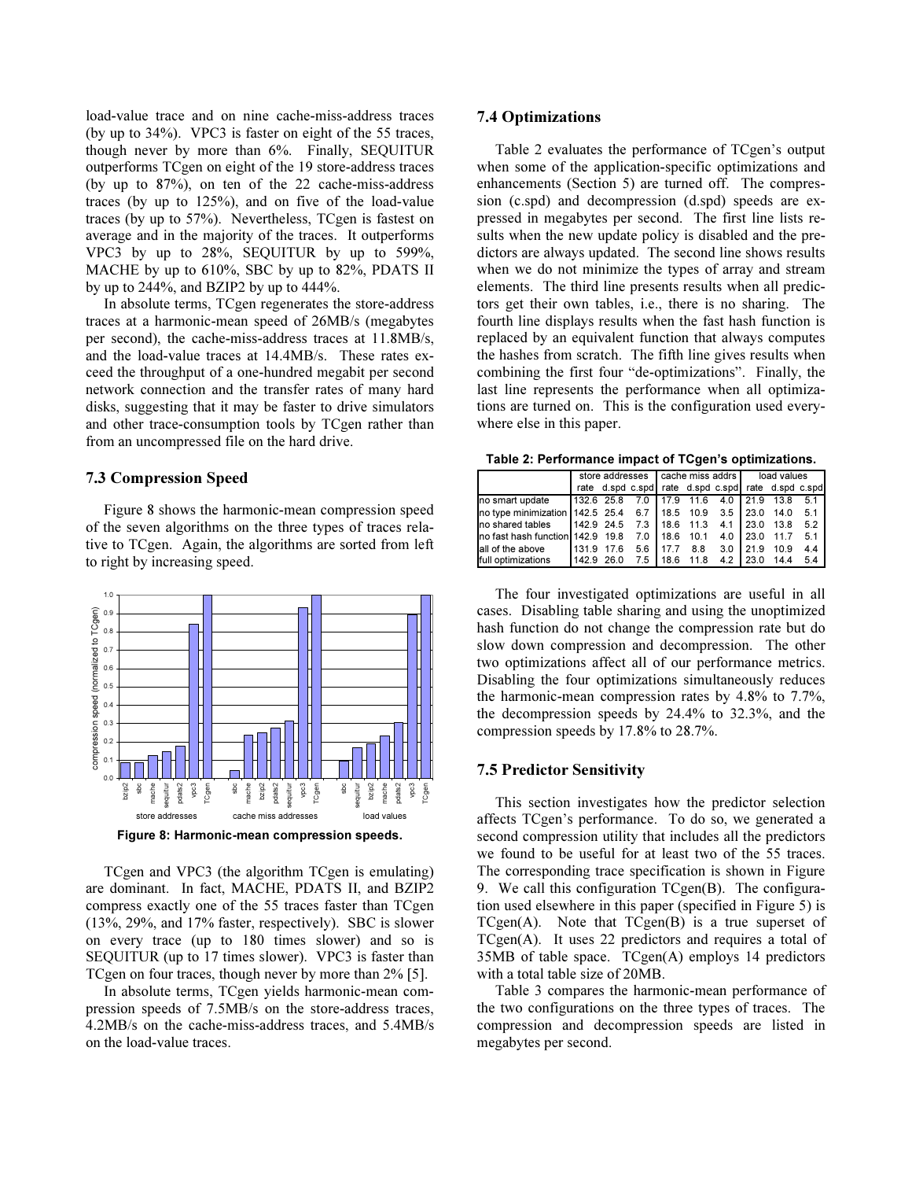load-value trace and on nine cache-miss-address traces (by up to 34%). VPC3 is faster on eight of the 55 traces, though never by more than 6%. Finally, SEQUITUR outperforms TCgen on eight of the 19 store-address traces (by up to 87%), on ten of the 22 cache-miss-address traces (by up to 125%), and on five of the load-value traces (by up to 57%). Nevertheless, TCgen is fastest on average and in the majority of the traces. It outperforms VPC3 by up to 28%, SEQUITUR by up to 599%, MACHE by up to 610%, SBC by up to 82%, PDATS II by up to 244%, and BZIP2 by up to 444%.

In absolute terms, TCgen regenerates the store-address traces at a harmonic-mean speed of 26MB/s (megabytes per second), the cache-miss-address traces at 11.8MB/s, and the load-value traces at 14.4MB/s. These rates exceed the throughput of a one-hundred megabit per second network connection and the transfer rates of many hard disks, suggesting that it may be faster to drive simulators and other trace-consumption tools by TCgen rather than from an uncompressed file on the hard drive.

### 7.3 Compression Speed

Figure 8 shows the harmonic-mean compression speed of the seven algorithms on the three types of traces relative to TCgen. Again, the algorithms are sorted from left to right by increasing speed.

**Figure 8: Harmonic-mean compression speeds.**

TCgen and VPC3 (the algorithm TCgen is emulating) are dominant. In fact, MACHE, PDATS II, and BZIP2 compress exactly one of the 55 traces faster than TCgen (13%, 29%, and 17% faster, respectively). SBC is slower on every trace (up to 180 times slower) and so is SEQUITUR (up to 17 times slower). VPC3 is faster than TCgen on four traces, though never by more than 2% [5].

In absolute terms, TCgen yields harmonic-mean compression speeds of 7.5MB/s on the store-address traces, 4.2MB/s on the cache-miss-address traces, and 5.4MB/s on the load-value traces.

### 7.4 Optimizations

Table 2 evaluates the performance of TCgen's output when some of the application-specific optimizations and enhancements (Section 5) are turned off. The compression (c.spd) and decompression (d.spd) speeds are expressed in megabytes per second. The first line lists results when the new update policy is disabled and the predictors are always updated. The second line shows results when we do not minimize the types of array and stream elements. The third line presents results when all predictors get their own tables, i.e., there is no sharing. The fourth line displays results when the fast hash function is replaced by an equivalent function that always computes the hashes from scratch. The fifth line gives results when combining the first four "de-optimizations". Finally, the last line represents the performance when all optimizations are turned on. This is the configuration used everywhere else in this paper.

**Table 2: Performance impact of TCgen's optimizations.**

| | store addresses | | | cache miss addrs | | | load values | | |
|---|---|---|---|---|---|---|---|---|---|
| | rate | d.spd | c.spd | rate | d.spd | c.spd | rate | d.spd | c.spd |
| no smart update | 132.6 | 25.8 | 7.0 | 17.9 | 11.6 | 4.0 | 21.9 | 13.8 | 5.1 |
| no type minimization | 142.5 | 25.4 | 6.7 | 18.5 | 10.9 | 3.5 | 23.0 | 14.0 | 5.1 |
| no shared tables | 142.9 | 24.5 | 7.3 | 18.6 | 11.3 | 4.1 | 23.0 | 13.8 | 5.2 |
| no fast hash function | 142.9 | 19.8 | 7.0 | 18.6 | 10.1 | 4.0 | 23.0 | 11.7 | 5.1 |
| all of the above | 131.9 | 17.6 | 5.6 | 17.7 | 8.8 | 3.0 | 21.9 | 10.9 | 4.4 |
| full optimizations | 142.9 | 26.0 | 7.5 | 18.6 | 11.8 | 4.2 | 23.0 | 14.4 | 5.4 |

The four investigated optimizations are useful in all cases. Disabling table sharing and using the unoptimized hash function do not change the compression rate but do slow down compression and decompression. The other two optimizations affect all of our performance metrics. Disabling the four optimizations simultaneously reduces the harmonic-mean compression rates by 4.8% to 7.7%, the decompression speeds by 24.4% to 32.3%, and the compression speeds by 17.8% to 28.7%.

### 7.5 Predictor Sensitivity

This section investigates how the predictor selection affects TCgen's performance. To do so, we generated a second compression utility that includes all the predictors we found to be useful for at least two of the 55 traces. The corresponding trace specification is shown in Figure 9. We call this configuration TCgen(B). The configuration used elsewhere in this paper (specified in Figure 5) is TCgen(A). Note that TCgen(B) is a true superset of TCgen(A). It uses 22 predictors and requires a total of 35MB of table space. TCgen(A) employs 14 predictors with a total table size of 20MB.

Table 3 compares the harmonic-mean performance of the two configurations on the three types of traces. The compression and decompression speeds are listed in megabytes per second.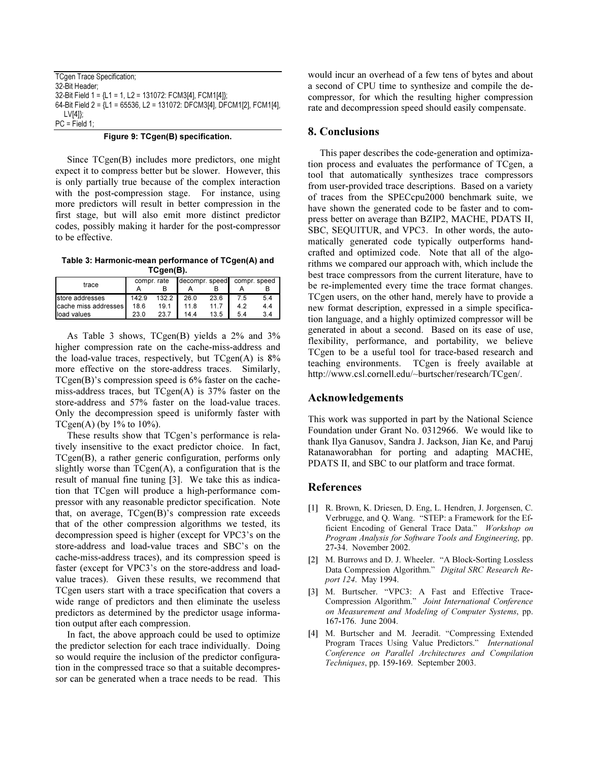```
TCgen Trace Specification;
32-Bit Header;
32-Bit Field 1 = {L1 = 1, L2 = 131072: FCM3[4], FCM1[4]};
64-Bit Field 2 = {L1 = 65536, L2 = 131072: DFCM3[4], DFCM1[2], FCM1[4],
    LV[4]};
PC = Field 1;
```

**Figure 9: TCgen(B) specification.**

Since TCgen(B) includes more predictors, one might expect it to compress better but be slower. However, this is only partially true because of the complex interaction with the post-compression stage. For instance, using more predictors will result in better compression in the first stage, but will also emit more distinct predictor codes, possibly making it harder for the post-compressor to be effective.

**Table 3: Harmonic-mean performance of TCgen(A) and TCgen(B).**

| trace | compr. rate | | decompr. speed | | compr. speed | |
|---|---|---|---|---|---|---|
| | A | B | A | B | A | B |
| store addresses | 142.9 | 132.2 | 26.0 | 23.6 | 7.5 | 5.4 |
| cache miss addresses | 18.6 | 19.1 | 11.8 | 11.7 | 4.2 | 4.4 |
| load values | 23.0 | 23.7 | 14.4 | 13.5 | 5.4 | 3.4 |

As Table 3 shows, TCgen(B) yields a 2% and 3% higher compression rate on the cache-miss-address and the load-value traces, respectively, but TCgen(A) is 8% more effective on the store-address traces. Similarly, TCgen(B)'s compression speed is 6% faster on the cache-miss-address traces, but TCgen(A) is 37% faster on the store-address and 57% faster on the load-value traces. Only the decompression speed is uniformly faster with TCgen(A) (by 1% to 10%).

These results show that TCgen's performance is relatively insensitive to the exact predictor choice. In fact, TCgen(B), a rather generic configuration, performs only slightly worse than TCgen(A), a configuration that is the result of manual fine tuning [3]. We take this as indication that TCgen will produce a high-performance compressor with any reasonable predictor specification. Note that, on average, TCgen(B)'s compression rate exceeds that of the other compression algorithms we tested, its decompression speed is higher (except for VPC3's on the store-address and load-value traces and SBC's on the cache-miss-address traces), and its compression speed is faster (except for VPC3's on the store-address and load-value traces). Given these results, we recommend that TCgen users start with a trace specification that covers a wide range of predictors and then eliminate the useless predictors as determined by the predictor usage information output after each compression.

In fact, the above approach could be used to optimize the predictor selection for each trace individually. Doing so would require the inclusion of the predictor configuration in the compressed trace so that a suitable decompressor can be generated when a trace needs to be read. This would incur an overhead of a few tens of bytes and about a second of CPU time to synthesize and compile the decompressor, for which the resulting higher compression rate and decompression speed should easily compensate.

## 8. Conclusions

This paper describes the code-generation and optimization process and evaluates the performance of TCgen, a tool that automatically synthesizes trace compressors from user-provided trace descriptions. Based on a variety of traces from the SPECcpu2000 benchmark suite, we have shown the generated code to be faster and to compress better on average than BZIP2, MACHE, PDATS II, SBC, SEQUITUR, and VPC3. In other words, the automatically generated code typically outperforms handcrafted and optimized code. Note that all of the algorithms we compared our approach with, which include the best trace compressors from the current literature, have to be re-implemented every time the trace format changes. TCgen users, on the other hand, merely have to provide a new format description, expressed in a simple specification language, and a highly optimized compressor will be generated in about a second. Based on its ease of use, flexibility, performance, and portability, we believe TCgen to be a useful tool for trace-based research and teaching environments. TCgen is freely available at http://www.csl.cornell.edu/~burtscher/research/TCgen/.

## Acknowledgements

This work was supported in part by the National Science Foundation under Grant No. 0312966. We would like to thank Ilya Ganusov, Sandra J. Jackson, Jian Ke, and Paruj Ratanaworabhan for porting and adapting MACHE, PDATS II, and SBC to our platform and trace format.

## References

[1] R. Brown, K. Driesen, D. Eng, L. Hendren, J. Jorgensen, C. Verbrugge, and Q. Wang. "STEP: a Framework for the Efficient Encoding of General Trace Data." *Workshop on Program Analysis for Software Tools and Engineering*, pp. 27-34. November 2002.

[2] M. Burrows and D. J. Wheeler. "A Block-Sorting Lossless Data Compression Algorithm." *Digital SRC Research Report 124*. May 1994.

[3] M. Burtscher. "VPC3: A Fast and Effective Trace-Compression Algorithm." *Joint International Conference on Measurement and Modeling of Computer Systems*, pp. 167-176. June 2004.

[4] M. Burtscher and M. Jeeradit. "Compressing Extended Program Traces Using Value Predictors." *International Conference on Parallel Architectures and Compilation Techniques*, pp. 159-169. September 2003.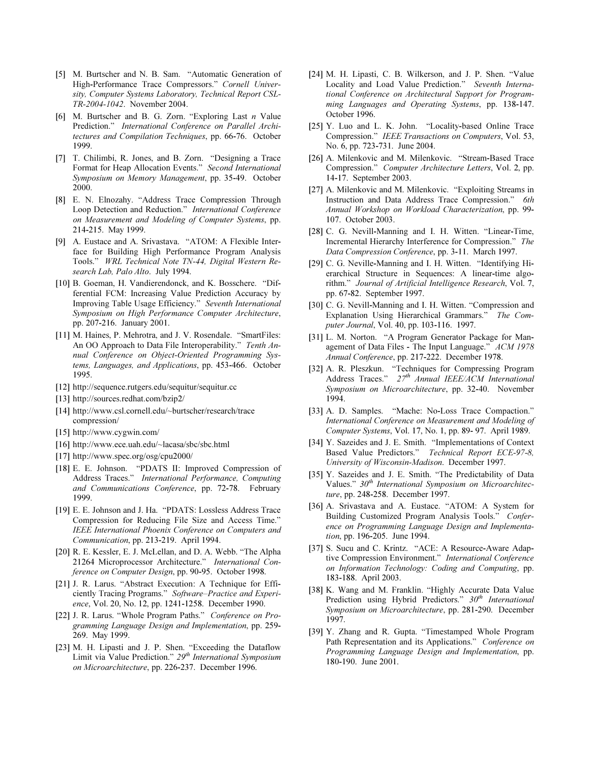[5] M. Burtscher and N. B. Sam. "Automatic Generation of High-Performance Trace Compressors." *Cornell University, Computer Systems Laboratory, Technical Report CSL-TR-2004-1042*. November 2004.

[6] M. Burtscher and B. G. Zorn. "Exploring Last *n* Value Prediction." *International Conference on Parallel Architectures and Compilation Techniques*, pp. 66-76. October 1999.

[7] T. Chilimbi, R. Jones, and B. Zorn. "Designing a Trace Format for Heap Allocation Events." *Second International Symposium on Memory Management*, pp. 35-49. October 2000.

[8] E. N. Elnozahy. "Address Trace Compression Through Loop Detection and Reduction." *International Conference on Measurement and Modeling of Computer Systems*, pp. 214-215. May 1999.

[9] A. Eustace and A. Srivastava. "ATOM: A Flexible Interface for Building High Performance Program Analysis Tools." *WRL Technical Note TN-44, Digital Western Research Lab, Palo Alto*. July 1994.

[10] B. Goeman, H. Vandierendonck, and K. Bosschere. "Differential FCM: Increasing Value Prediction Accuracy by Improving Table Usage Efficiency." *Seventh International Symposium on High Performance Computer Architecture*, pp. 207-216. January 2001.

[11] M. Haines, P. Mehrotra, and J. V. Rosendale. "SmartFiles: An OO Approach to Data File Interoperability." *Tenth Annual Conference on Object-Oriented Programming Systems, Languages, and Applications*, pp. 453-466. October 1995.

[12] http://sequence.rutgers.edu/sequitur/sequitur.cc

[13] http://sources.redhat.com/bzip2/

[14] http://www.csl.cornell.edu/~burtscher/research/trace compression/

[15] http://www.cygwin.com/

[16] http://www.ece.uah.edu/~lacasa/sbc/sbc.html

[17] http://www.spec.org/osg/cpu2000/

[18] E. E. Johnson. "PDATS II: Improved Compression of Address Traces." *International Performance, Computing and Communications Conference*, pp. 72-78. February 1999.

[19] E. E. Johnson and J. Ha. "PDATS: Lossless Address Trace Compression for Reducing File Size and Access Time." *IEEE International Phoenix Conference on Computers and Communication*, pp. 213-219. April 1994.

[20] R. E. Kessler, E. J. McLellan, and D. A. Webb. "The Alpha 21264 Microprocessor Architecture." *International Conference on Computer Design*, pp. 90-95. October 1998.

[21] J. R. Larus. "Abstract Execution: A Technique for Efficiently Tracing Programs." *Software–Practice and Experience*, Vol. 20, No. 12, pp. 1241-1258. December 1990.

[22] J. R. Larus. "Whole Program Paths." *Conference on Programming Language Design and Implementation*, pp. 259-269. May 1999.

[23] M. H. Lipasti and J. P. Shen. "Exceeding the Dataflow Limit via Value Prediction." *29th International Symposium on Microarchitecture*, pp. 226-237. December 1996.

[24] M. H. Lipasti, C. B. Wilkerson, and J. P. Shen. "Value Locality and Load Value Prediction." *Seventh International Conference on Architectural Support for Programming Languages and Operating Systems*, pp. 138-147. October 1996.

[25] Y. Luo and L. K. John. "Locality-based Online Trace Compression." *IEEE Transactions on Computers*, Vol. 53, No. 6, pp. 723-731. June 2004.

[26] A. Milenkovic and M. Milenkovic. "Stream-Based Trace Compression." *Computer Architecture Letters*, Vol. 2, pp. 14-17. September 2003.

[27] A. Milenkovic and M. Milenkovic. "Exploiting Streams in Instruction and Data Address Trace Compression." *6th Annual Workshop on Workload Characterization*, pp. 99-107. October 2003.

[28] C. G. Nevill-Manning and I. H. Witten. "Linear-Time, Incremental Hierarchy Interference for Compression." *The Data Compression Conference*, pp. 3-11. March 1997.

[29] C. G. Neville-Manning and I. H. Witten. "Identifying Hierarchical Structure in Sequences: A linear-time algorithm." *Journal of Artificial Intelligence Research*, Vol. 7, pp. 67-82. September 1997.

[30] C. G. Nevill-Manning and I. H. Witten. "Compression and Explanation Using Hierarchical Grammars." *The Computer Journal*, Vol. 40, pp. 103-116. 1997.

[31] L. M. Norton. "A Program Generator Package for Management of Data Files - The Input Language." *ACM 1978 Annual Conference*, pp. 217-222. December 1978.

[32] A. R. Pleszkun. "Techniques for Compressing Program Address Traces." *27th Annual IEEE/ACM International Symposium on Microarchitecture*, pp. 32-40. November 1994.

[33] A. D. Samples. "Mache: No-Loss Trace Compaction." *International Conference on Measurement and Modeling of Computer Systems*, Vol. 17, No. 1, pp. 89- 97. April 1989.

[34] Y. Sazeides and J. E. Smith. "Implementations of Context Based Value Predictors." *Technical Report ECE-97-8, University of Wisconsin-Madison*. December 1997.

[35] Y. Sazeides and J. E. Smith. "The Predictability of Data Values." *30th International Symposium on Microarchitecture*, pp. 248-258. December 1997.

[36] A. Srivastava and A. Eustace. "ATOM: A System for Building Customized Program Analysis Tools." *Conference on Programming Language Design and Implementation*, pp. 196-205. June 1994.

[37] S. Sucu and C. Krintz. "ACE: A Resource-Aware Adaptive Compression Environment." *International Conference on Information Technology: Coding and Computing*, pp. 183-188. April 2003.

[38] K. Wang and M. Franklin. "Highly Accurate Data Value Prediction using Hybrid Predictors." *30th International Symposium on Microarchitecture*, pp. 281-290. December 1997.

[39] Y. Zhang and R. Gupta. "Timestamped Whole Program Path Representation and its Applications." *Conference on Programming Language Design and Implementation*, pp. 180-190. June 2001.